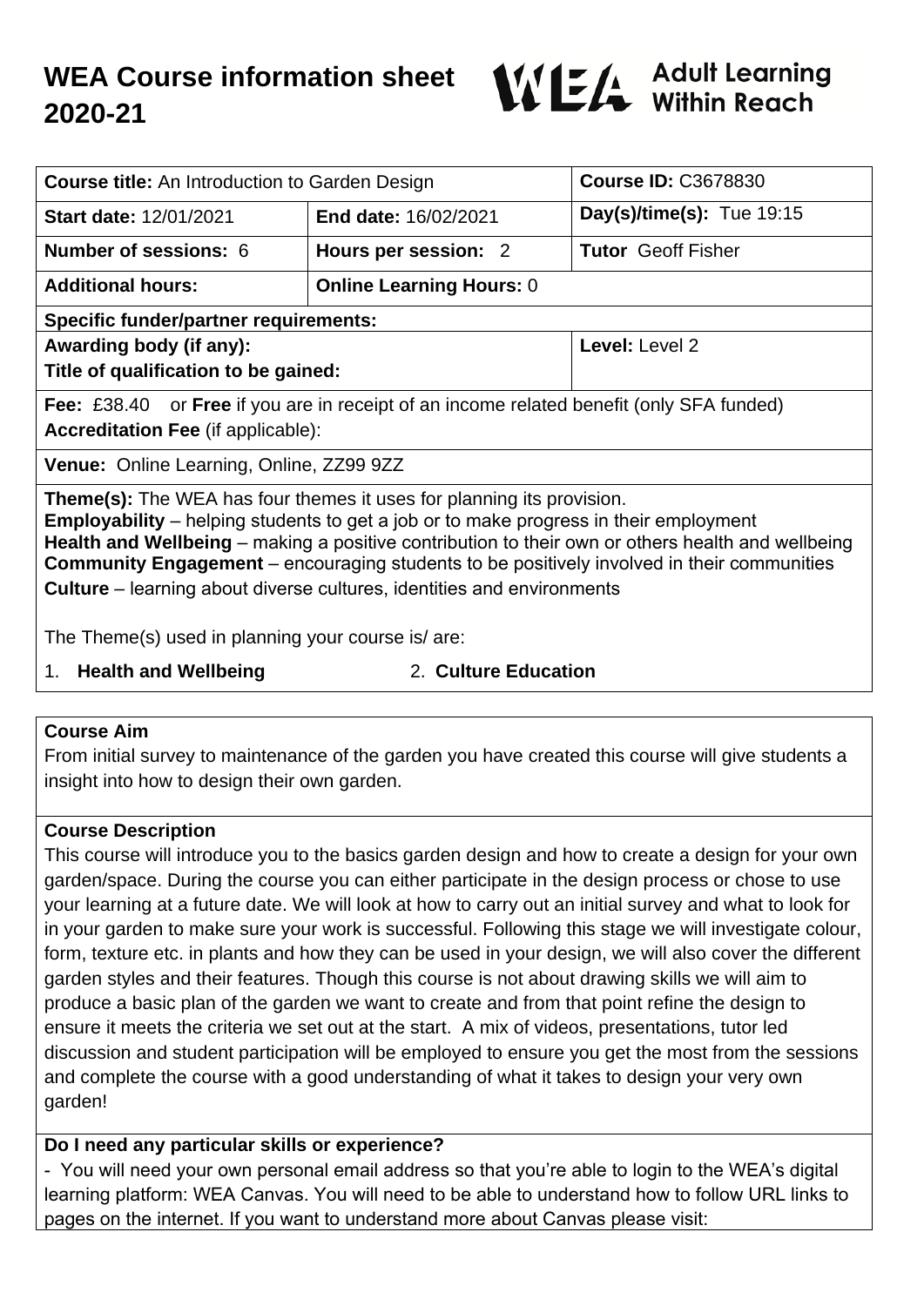# WEA Course information sheet 2020-21

WEA Adult Learning Within Reach

| **Course title:** An Introduction to Garden Design | | **Course ID:** C3678830 |
|---|---|---|
| **Start date:** 12/01/2021 | **End date:** 16/02/2021 | **Day(s)/time(s):** Tue 19:15 |
| **Number of sessions:** 6 | **Hours per session:** 2 | **Tutor** Geoff Fisher |
| **Additional hours:** | **Online Learning Hours:** 0 | |
| **Specific funder/partner requirements:** | | |
| **Awarding body (if any):**<br>**Title of qualification to be gained:** | | **Level:** Level 2 |
| **Fee:** £38.40 or **Free** if you are in receipt of an income related benefit (only SFA funded)<br>**Accreditation Fee** (if applicable): | | |
| **Venue:** Online Learning, Online, ZZ99 9ZZ | | |

**Theme(s):** The WEA has four themes it uses for planning its provision.
**Employability** – helping students to get a job or to make progress in their employment
**Health and Wellbeing** – making a positive contribution to their own or others health and wellbeing
**Community Engagement** – encouraging students to be positively involved in their communities
**Culture** – learning about diverse cultures, identities and environments

The Theme(s) used in planning your course is/ are:

1. **Health and Wellbeing**
2. **Culture Education**

## Course Aim

From initial survey to maintenance of the garden you have created this course will give students a insight into how to design their own garden.

## Course Description

This course will introduce you to the basics garden design and how to create a design for your own garden/space. During the course you can either participate in the design process or chose to use your learning at a future date. We will look at how to carry out an initial survey and what to look for in your garden to make sure your work is successful. Following this stage we will investigate colour, form, texture etc. in plants and how they can be used in your design, we will also cover the different garden styles and their features. Though this course is not about drawing skills we will aim to produce a basic plan of the garden we want to create and from that point refine the design to ensure it meets the criteria we set out at the start. A mix of videos, presentations, tutor led discussion and student participation will be employed to ensure you get the most from the sessions and complete the course with a good understanding of what it takes to design your very own garden!

## Do I need any particular skills or experience?

- You will need your own personal email address so that you're able to login to the WEA's digital learning platform: WEA Canvas. You will need to be able to understand how to follow URL links to pages on the internet. If you want to understand more about Canvas please visit: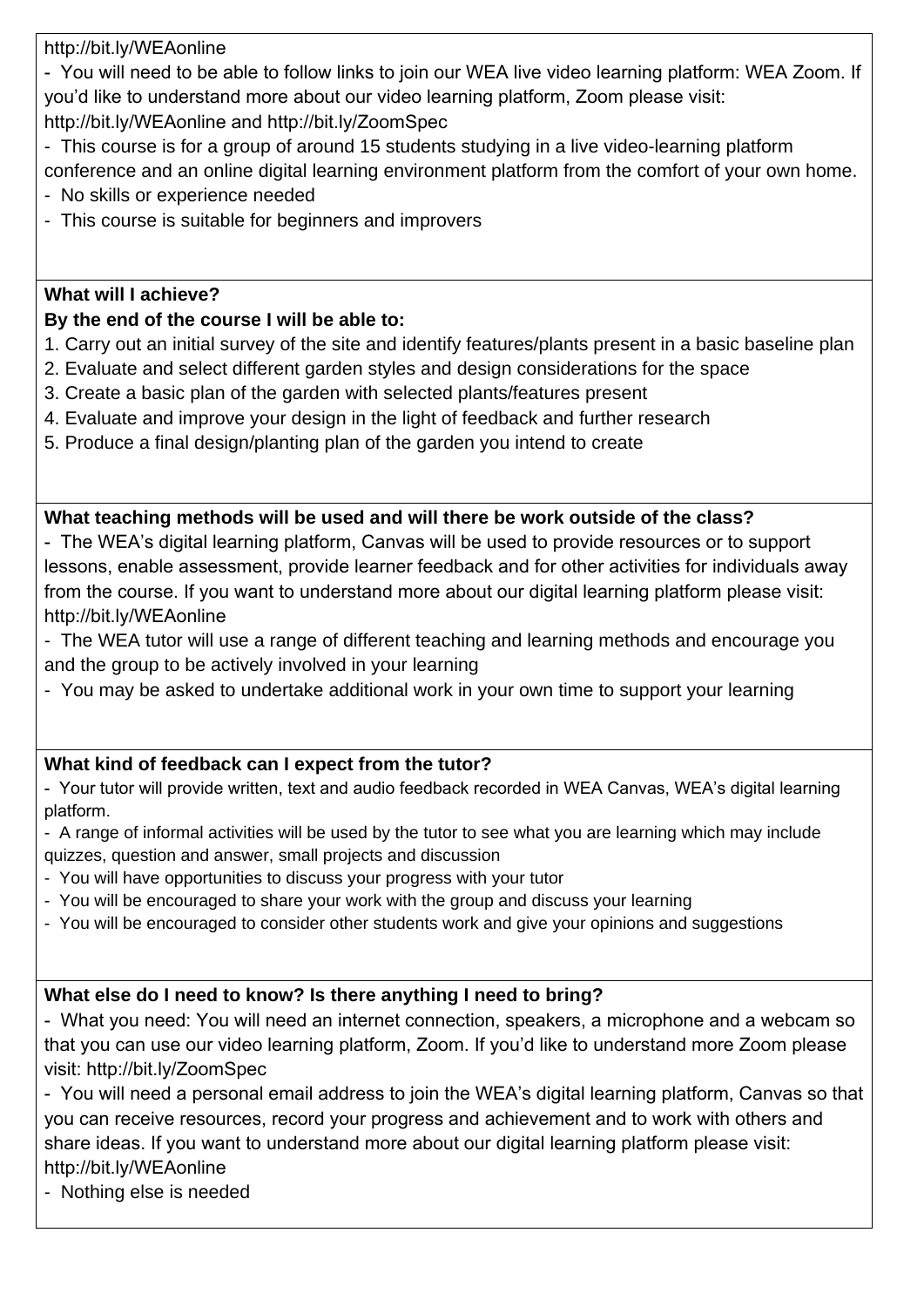http://bit.ly/WEAonline

- You will need to be able to follow links to join our WEA live video learning platform: WEA Zoom. If you'd like to understand more about our video learning platform, Zoom please visit: http://bit.ly/WEAonline and http://bit.ly/ZoomSpec
- This course is for a group of around 15 students studying in a live video-learning platform conference and an online digital learning environment platform from the comfort of your own home.
- No skills or experience needed
- This course is suitable for beginners and improvers

**What will I achieve?**

**By the end of the course I will be able to:**

1. Carry out an initial survey of the site and identify features/plants present in a basic baseline plan
2. Evaluate and select different garden styles and design considerations for the space
3. Create a basic plan of the garden with selected plants/features present
4. Evaluate and improve your design in the light of feedback and further research
5. Produce a final design/planting plan of the garden you intend to create

**What teaching methods will be used and will there be work outside of the class?**

- The WEA's digital learning platform, Canvas will be used to provide resources or to support lessons, enable assessment, provide learner feedback and for other activities for individuals away from the course. If you want to understand more about our digital learning platform please visit: http://bit.ly/WEAonline
- The WEA tutor will use a range of different teaching and learning methods and encourage you and the group to be actively involved in your learning
- You may be asked to undertake additional work in your own time to support your learning

**What kind of feedback can I expect from the tutor?**

- Your tutor will provide written, text and audio feedback recorded in WEA Canvas, WEA's digital learning platform.
- A range of informal activities will be used by the tutor to see what you are learning which may include quizzes, question and answer, small projects and discussion
- You will have opportunities to discuss your progress with your tutor
- You will be encouraged to share your work with the group and discuss your learning
- You will be encouraged to consider other students work and give your opinions and suggestions

**What else do I need to know? Is there anything I need to bring?**

- What you need: You will need an internet connection, speakers, a microphone and a webcam so that you can use our video learning platform, Zoom. If you'd like to understand more Zoom please visit: http://bit.ly/ZoomSpec
- You will need a personal email address to join the WEA's digital learning platform, Canvas so that you can receive resources, record your progress and achievement and to work with others and share ideas. If you want to understand more about our digital learning platform please visit: http://bit.ly/WEAonline
- Nothing else is needed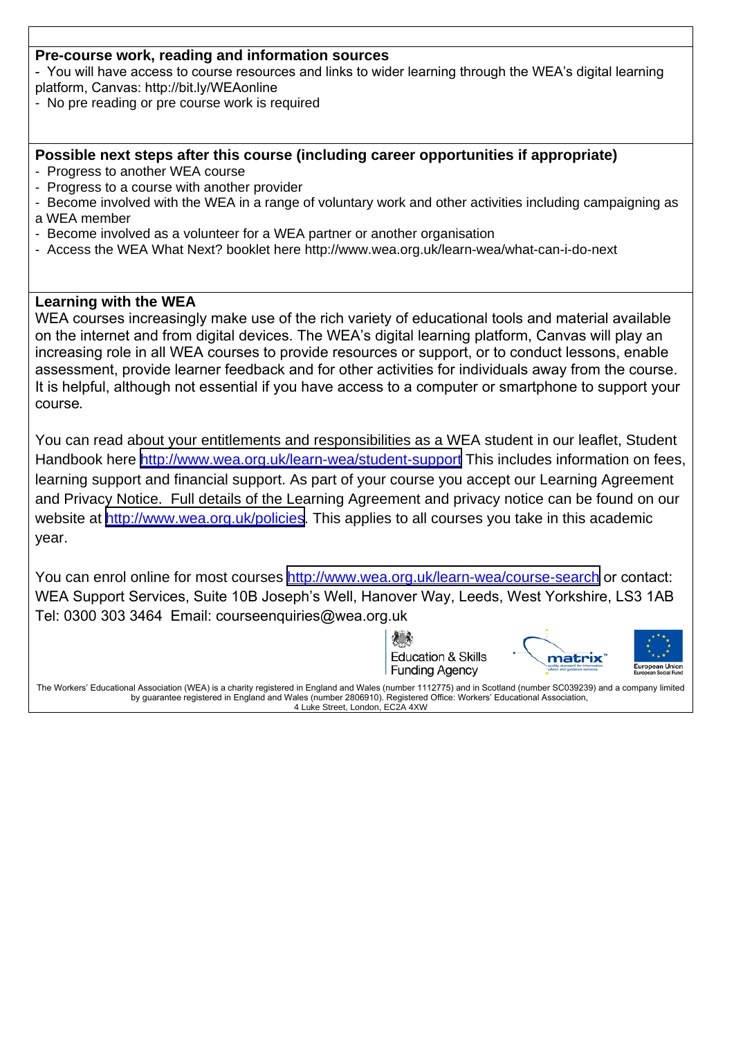**Pre-course work, reading and information sources**

- You will have access to course resources and links to wider learning through the WEA's digital learning platform, Canvas: http://bit.ly/WEAonline
- No pre reading or pre course work is required

**Possible next steps after this course (including career opportunities if appropriate)**

- Progress to another WEA course
- Progress to a course with another provider
- Become involved with the WEA in a range of voluntary work and other activities including campaigning as a WEA member
- Become involved as a volunteer for a WEA partner or another organisation
- Access the WEA What Next? booklet here http://www.wea.org.uk/learn-wea/what-can-i-do-next

**Learning with the WEA**

WEA courses increasingly make use of the rich variety of educational tools and material available on the internet and from digital devices. The WEA's digital learning platform, Canvas will play an increasing role in all WEA courses to provide resources or support, or to conduct lessons, enable assessment, provide learner feedback and for other activities for individuals away from the course. It is helpful, although not essential if you have access to a computer or smartphone to support your course.

You can read about your entitlements and responsibilities as a WEA student in our leaflet, Student Handbook here http://www.wea.org.uk/learn-wea/student-support This includes information on fees, learning support and financial support. As part of your course you accept our Learning Agreement and Privacy Notice. Full details of the Learning Agreement and privacy notice can be found on our website at http://www.wea.org.uk/policies. This applies to all courses you take in this academic year.

You can enrol online for most courses http://www.wea.org.uk/learn-wea/course-search or contact: WEA Support Services, Suite 10B Joseph's Well, Hanover Way, Leeds, West Yorkshire, LS3 1AB
Tel: 0300 303 3464 Email: courseenquiries@wea.org.uk

Education & Skills Funding Agency

matrix

European Union
European Social Fund

The Workers' Educational Association (WEA) is a charity registered in England and Wales (number 1112775) and in Scotland (number SC039239) and a company limited by guarantee registered in England and Wales (number 2806910). Registered Office: Workers' Educational Association, 4 Luke Street, London, EC2A 4XW